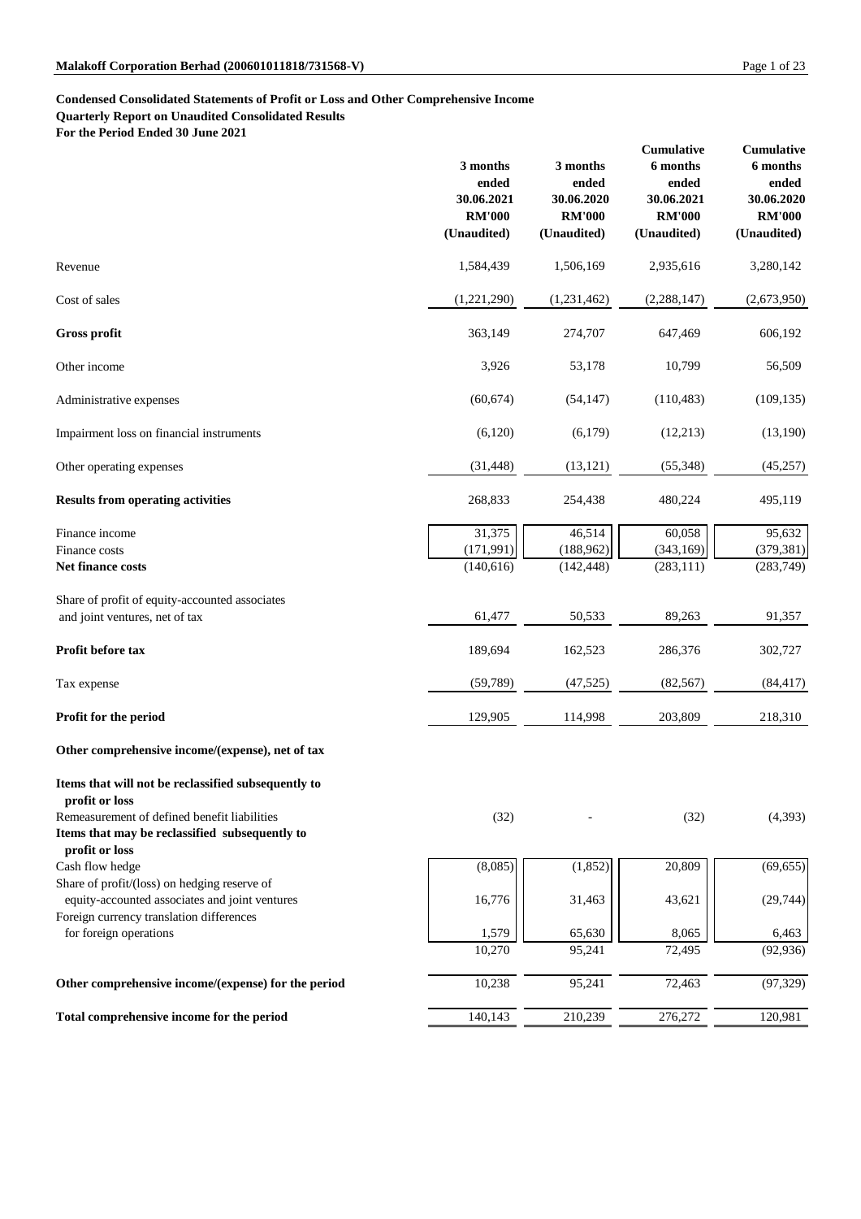**Condensed Consolidated Statements of Profit or Loss and Other Comprehensive Income**
**Quarterly Report on Unaudited Consolidated Results**
**For the Period Ended 30 June 2021**

| | 3 months ended 30.06.2021 RM'000 (Unaudited) | 3 months ended 30.06.2020 RM'000 (Unaudited) | Cumulative 6 months ended 30.06.2021 RM'000 (Unaudited) | Cumulative 6 months ended 30.06.2020 RM'000 (Unaudited) |
|---|---|---|---|---|
| Revenue | 1,584,439 | 1,506,169 | 2,935,616 | 3,280,142 |
| Cost of sales | (1,221,290) | (1,231,462) | (2,288,147) | (2,673,950) |
| **Gross profit** | 363,149 | 274,707 | 647,469 | 606,192 |
| Other income | 3,926 | 53,178 | 10,799 | 56,509 |
| Administrative expenses | (60,674) | (54,147) | (110,483) | (109,135) |
| Impairment loss on financial instruments | (6,120) | (6,179) | (12,213) | (13,190) |
| Other operating expenses | (31,448) | (13,121) | (55,348) | (45,257) |
| **Results from operating activities** | 268,833 | 254,438 | 480,224 | 495,119 |
| Finance income | 31,375 | 46,514 | 60,058 | 95,632 |
| Finance costs | (171,991) | (188,962) | (343,169) | (379,381) |
| **Net finance costs** | (140,616) | (142,448) | (283,111) | (283,749) |
| Share of profit of equity-accounted associates and joint ventures, net of tax | 61,477 | 50,533 | 89,263 | 91,357 |
| **Profit before tax** | 189,694 | 162,523 | 286,376 | 302,727 |
| Tax expense | (59,789) | (47,525) | (82,567) | (84,417) |
| **Profit for the period** | 129,905 | 114,998 | 203,809 | 218,310 |
| **Other comprehensive income/(expense), net of tax** | | | | |
| **Items that will not be reclassified subsequently to profit or loss** | | | | |
| Remeasurement of defined benefit liabilities | (32) | - | (32) | (4,393) |
| **Items that may be reclassified subsequently to profit or loss** | | | | |
| Cash flow hedge | (8,085) | (1,852) | 20,809 | (69,655) |
| Share of profit/(loss) on hedging reserve of equity-accounted associates and joint ventures | 16,776 | 31,463 | 43,621 | (29,744) |
| Foreign currency translation differences for foreign operations | 1,579 | 65,630 | 8,065 | 6,463 |
| | 10,270 | 95,241 | 72,495 | (92,936) |
| **Other comprehensive income/(expense) for the period** | 10,238 | 95,241 | 72,463 | (97,329) |
| **Total comprehensive income for the period** | 140,143 | 210,239 | 276,272 | 120,981 |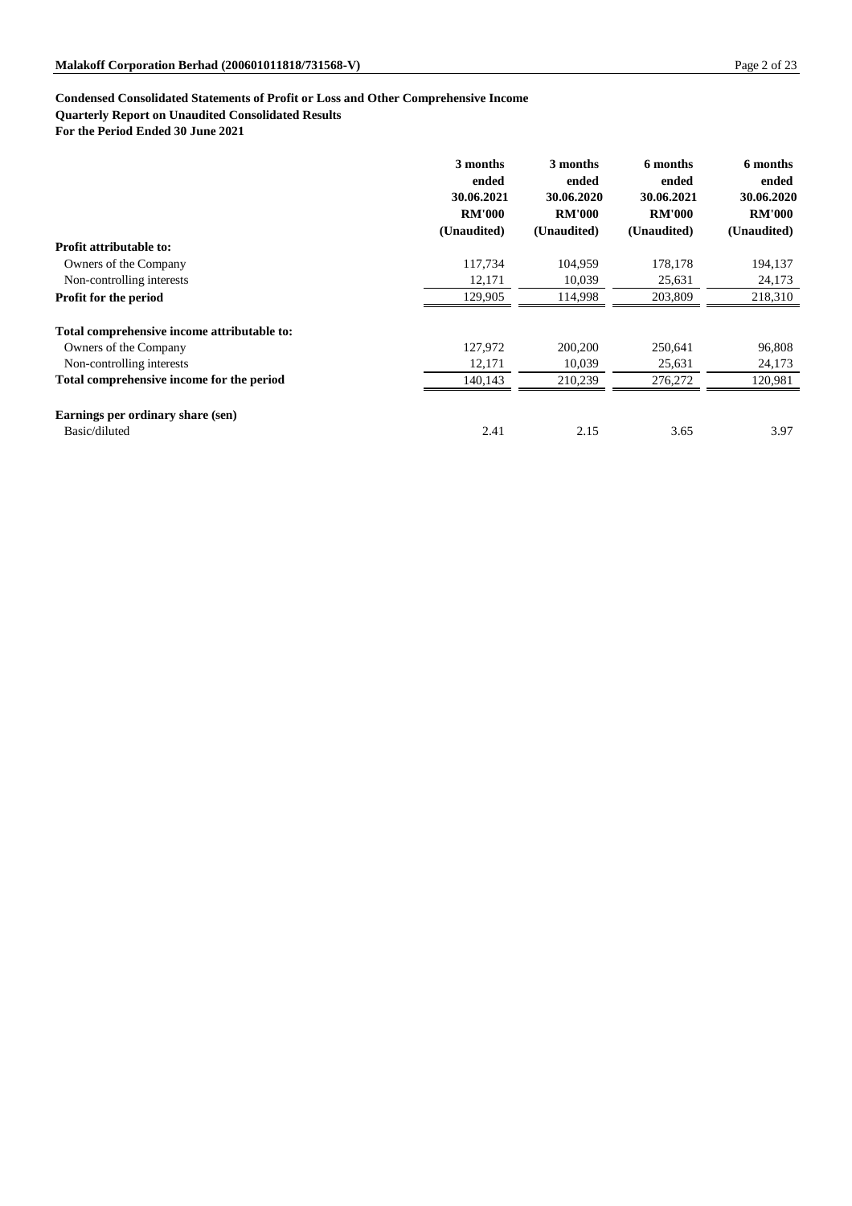**Condensed Consolidated Statements of Profit or Loss and Other Comprehensive Income**
**Quarterly Report on Unaudited Consolidated Results**
**For the Period Ended 30 June 2021**

| | 3 months ended 30.06.2021 RM'000 (Unaudited) | 3 months ended 30.06.2020 RM'000 (Unaudited) | 6 months ended 30.06.2021 RM'000 (Unaudited) | 6 months ended 30.06.2020 RM'000 (Unaudited) |
|---|---|---|---|---|
| **Profit attributable to:** | | | | |
| Owners of the Company | 117,734 | 104,959 | 178,178 | 194,137 |
| Non-controlling interests | 12,171 | 10,039 | 25,631 | 24,173 |
| **Profit for the period** | 129,905 | 114,998 | 203,809 | 218,310 |
| **Total comprehensive income attributable to:** | | | | |
| Owners of the Company | 127,972 | 200,200 | 250,641 | 96,808 |
| Non-controlling interests | 12,171 | 10,039 | 25,631 | 24,173 |
| **Total comprehensive income for the period** | 140,143 | 210,239 | 276,272 | 120,981 |
| **Earnings per ordinary share (sen)** | | | | |
| Basic/diluted | 2.41 | 2.15 | 3.65 | 3.97 |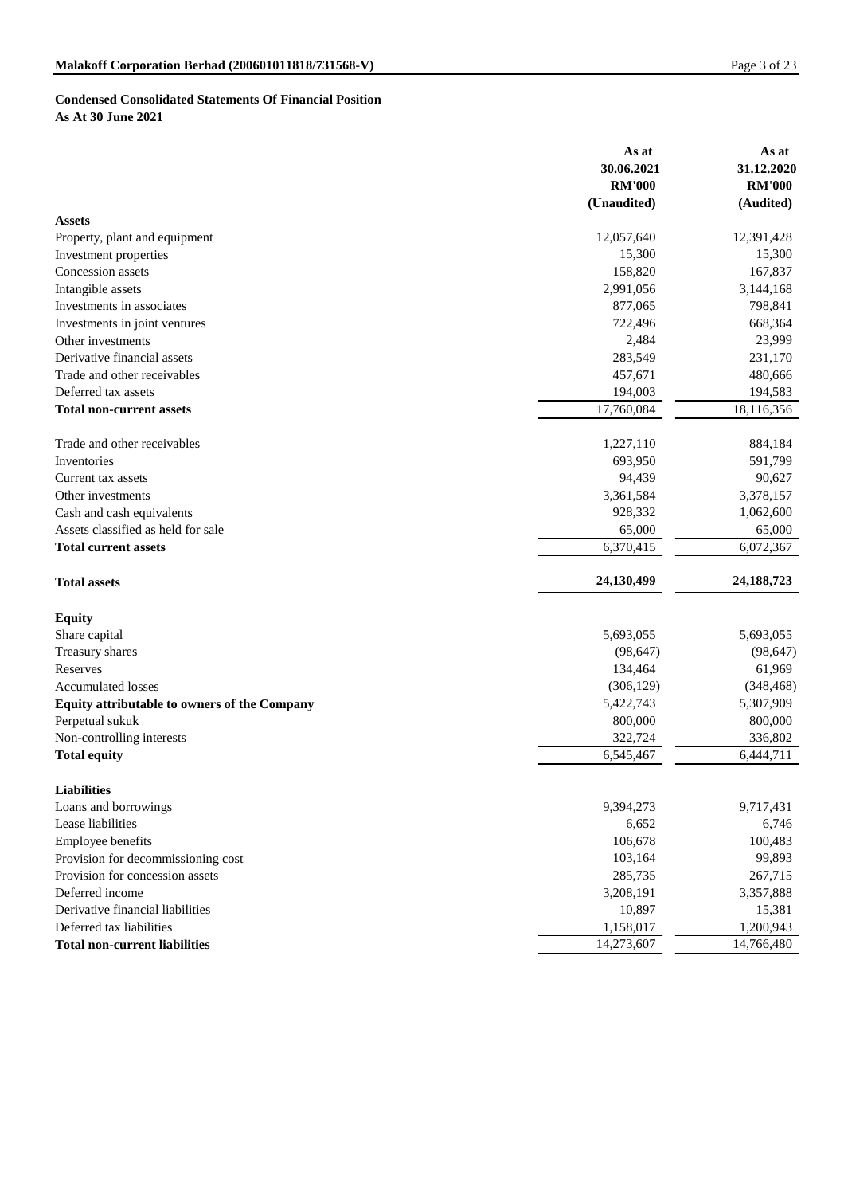## Condensed Consolidated Statements Of Financial Position

**As At 30 June 2021**

| | As at 30.06.2021 RM'000 (Unaudited) | As at 31.12.2020 RM'000 (Audited) |
|---|---|---|
| **Assets** | | |
| Property, plant and equipment | 12,057,640 | 12,391,428 |
| Investment properties | 15,300 | 15,300 |
| Concession assets | 158,820 | 167,837 |
| Intangible assets | 2,991,056 | 3,144,168 |
| Investments in associates | 877,065 | 798,841 |
| Investments in joint ventures | 722,496 | 668,364 |
| Other investments | 2,484 | 23,999 |
| Derivative financial assets | 283,549 | 231,170 |
| Trade and other receivables | 457,671 | 480,666 |
| Deferred tax assets | 194,003 | 194,583 |
| **Total non-current assets** | 17,760,084 | 18,116,356 |
| | | |
| Trade and other receivables | 1,227,110 | 884,184 |
| Inventories | 693,950 | 591,799 |
| Current tax assets | 94,439 | 90,627 |
| Other investments | 3,361,584 | 3,378,157 |
| Cash and cash equivalents | 928,332 | 1,062,600 |
| Assets classified as held for sale | 65,000 | 65,000 |
| **Total current assets** | 6,370,415 | 6,072,367 |
| | | |
| **Total assets** | **24,130,499** | **24,188,723** |
| | | |
| **Equity** | | |
| Share capital | 5,693,055 | 5,693,055 |
| Treasury shares | (98,647) | (98,647) |
| Reserves | 134,464 | 61,969 |
| Accumulated losses | (306,129) | (348,468) |
| **Equity attributable to owners of the Company** | 5,422,743 | 5,307,909 |
| Perpetual sukuk | 800,000 | 800,000 |
| Non-controlling interests | 322,724 | 336,802 |
| **Total equity** | 6,545,467 | 6,444,711 |
| | | |
| **Liabilities** | | |
| Loans and borrowings | 9,394,273 | 9,717,431 |
| Lease liabilities | 6,652 | 6,746 |
| Employee benefits | 106,678 | 100,483 |
| Provision for decommissioning cost | 103,164 | 99,893 |
| Provision for concession assets | 285,735 | 267,715 |
| Deferred income | 3,208,191 | 3,357,888 |
| Derivative financial liabilities | 10,897 | 15,381 |
| Deferred tax liabilities | 1,158,017 | 1,200,943 |
| **Total non-current liabilities** | 14,273,607 | 14,766,480 |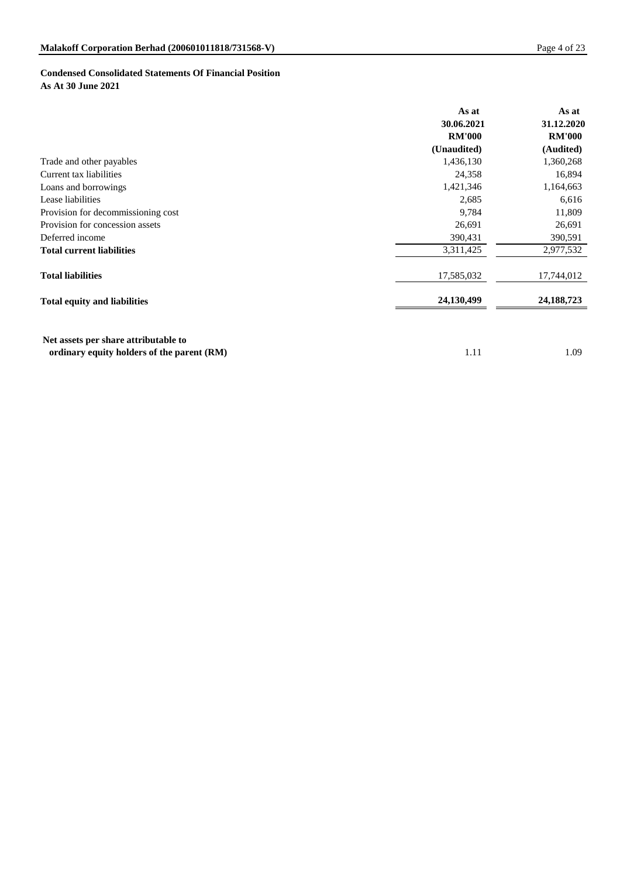**Condensed Consolidated Statements Of Financial Position**
**As At 30 June 2021**

| | As at 30.06.2021 RM'000 (Unaudited) | As at 31.12.2020 RM'000 (Audited) |
|---|---|---|
| Trade and other payables | 1,436,130 | 1,360,268 |
| Current tax liabilities | 24,358 | 16,894 |
| Loans and borrowings | 1,421,346 | 1,164,663 |
| Lease liabilities | 2,685 | 6,616 |
| Provision for decommissioning cost | 9,784 | 11,809 |
| Provision for concession assets | 26,691 | 26,691 |
| Deferred income | 390,431 | 390,591 |
| **Total current liabilities** | 3,311,425 | 2,977,532 |
| **Total liabilities** | 17,585,032 | 17,744,012 |
| **Total equity and liabilities** | **24,130,499** | **24,188,723** |
| **Net assets per share attributable to ordinary equity holders of the parent (RM)** | 1.11 | 1.09 |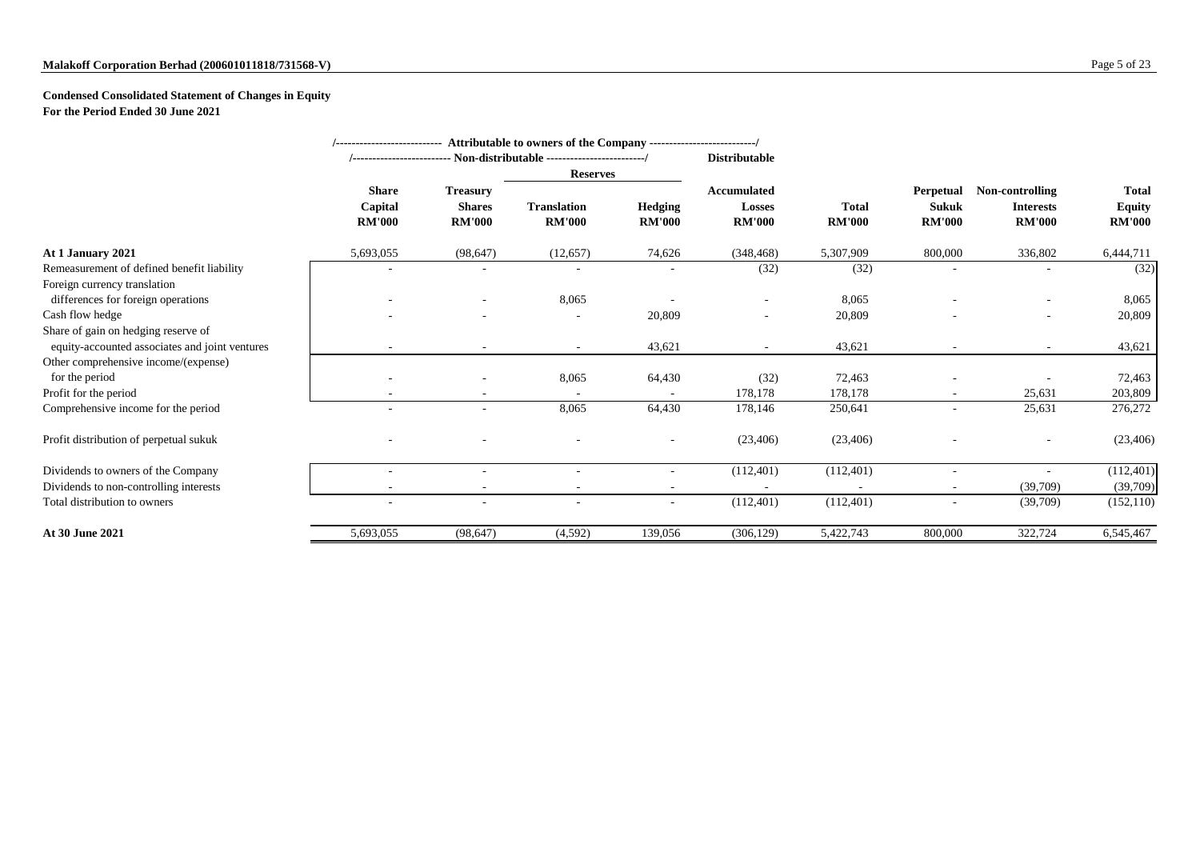**Condensed Consolidated Statement of Changes in Equity**
**For the Period Ended 30 June 2021**

| | Attributable to owners of the Company | | | | | | | | |
|---|---|---|---|---|---|---|---|---|---|
| | Non-distributable | | | | Distributable | | | | |
| | | | Reserves | | | | | | |
| | Share Capital RM'000 | Treasury Shares RM'000 | Translation RM'000 | Hedging RM'000 | Accumulated Losses RM'000 | Total RM'000 | Perpetual Sukuk RM'000 | Non-controlling Interests RM'000 | Total Equity RM'000 |
| **At 1 January 2021** | 5,693,055 | (98,647) | (12,657) | 74,626 | (348,468) | 5,307,909 | 800,000 | 336,802 | 6,444,711 |
| Remeasurement of defined benefit liability | - | - | - | - | (32) | (32) | - | - | (32) |
| Foreign currency translation differences for foreign operations | - | - | 8,065 | - | - | 8,065 | - | - | 8,065 |
| Cash flow hedge | - | - | - | 20,809 | - | 20,809 | - | - | 20,809 |
| Share of gain on hedging reserve of equity-accounted associates and joint ventures | - | - | - | 43,621 | - | 43,621 | - | - | 43,621 |
| Other comprehensive income/(expense) for the period | - | - | 8,065 | 64,430 | (32) | 72,463 | - | - | 72,463 |
| Profit for the period | - | - | - | - | 178,178 | 178,178 | - | 25,631 | 203,809 |
| Comprehensive income for the period | - | - | 8,065 | 64,430 | 178,146 | 250,641 | - | 25,631 | 276,272 |
| Profit distribution of perpetual sukuk | - | - | - | - | (23,406) | (23,406) | - | - | (23,406) |
| Dividends to owners of the Company | - | - | - | - | (112,401) | (112,401) | - | - | (112,401) |
| Dividends to non-controlling interests | - | - | - | - | - | - | - | (39,709) | (39,709) |
| Total distribution to owners | - | - | - | - | (112,401) | (112,401) | - | (39,709) | (152,110) |
| **At 30 June 2021** | 5,693,055 | (98,647) | (4,592) | 139,056 | (306,129) | 5,422,743 | 800,000 | 322,724 | 6,545,467 |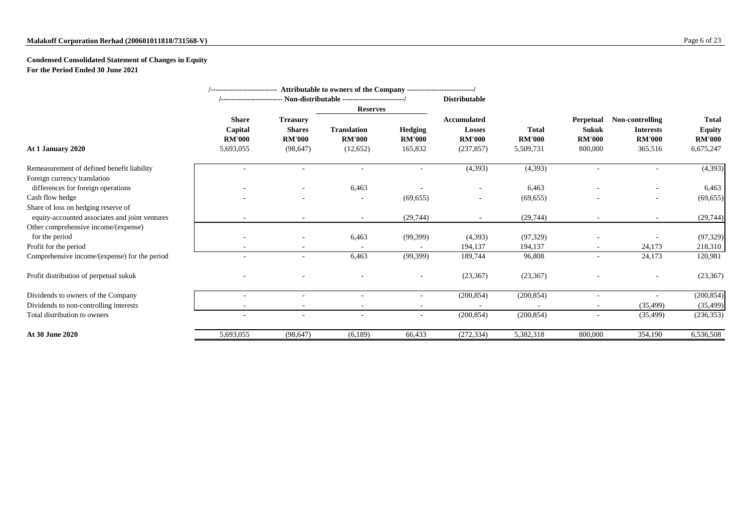## Condensed Consolidated Statement of Changes in Equity
**For the Period Ended 30 June 2021**

| | Attributable to owners of the Company | | | | | | | | |
|---|---|---|---|---|---|---|---|---|---|
| | Non-distributable | | | | Distributable | | | | |
| | | | Reserves | | | | | | |
| | Share Capital RM'000 | Treasury Shares RM'000 | Translation RM'000 | Hedging RM'000 | Accumulated Losses RM'000 | Total RM'000 | Perpetual Sukuk RM'000 | Non-controlling Interests RM'000 | Total Equity RM'000 |
| **At 1 January 2020** | 5,693,055 | (98,647) | (12,652) | 165,832 | (237,857) | 5,509,731 | 800,000 | 365,516 | 6,675,247 |
| Remeasurement of defined benefit liability | - | - | - | - | (4,393) | (4,393) | - | - | (4,393) |
| Foreign currency translation differences for foreign operations | - | - | 6,463 | - | - | 6,463 | - | - | 6,463 |
| Cash flow hedge | - | - | - | (69,655) | - | (69,655) | - | - | (69,655) |
| Share of loss on hedging reserve of equity-accounted associates and joint ventures | - | - | - | (29,744) | - | (29,744) | - | - | (29,744) |
| Other comprehensive income/(expense) for the period | - | - | 6,463 | (99,399) | (4,393) | (97,329) | - | - | (97,329) |
| Profit for the period | - | - | - | - | 194,137 | 194,137 | - | 24,173 | 218,310 |
| Comprehensive income/(expense) for the period | - | - | 6,463 | (99,399) | 189,744 | 96,808 | - | 24,173 | 120,981 |
| Profit distribution of perpetual sukuk | - | - | - | - | (23,367) | (23,367) | - | - | (23,367) |
| Dividends to owners of the Company | - | - | - | - | (200,854) | (200,854) | - | - | (200,854) |
| Dividends to non-controlling interests | - | - | - | - | - | - | - | (35,499) | (35,499) |
| Total distribution to owners | - | - | - | - | (200,854) | (200,854) | - | (35,499) | (236,353) |
| **At 30 June 2020** | 5,693,055 | (98,647) | (6,189) | 66,433 | (272,334) | 5,382,318 | 800,000 | 354,190 | 6,536,508 |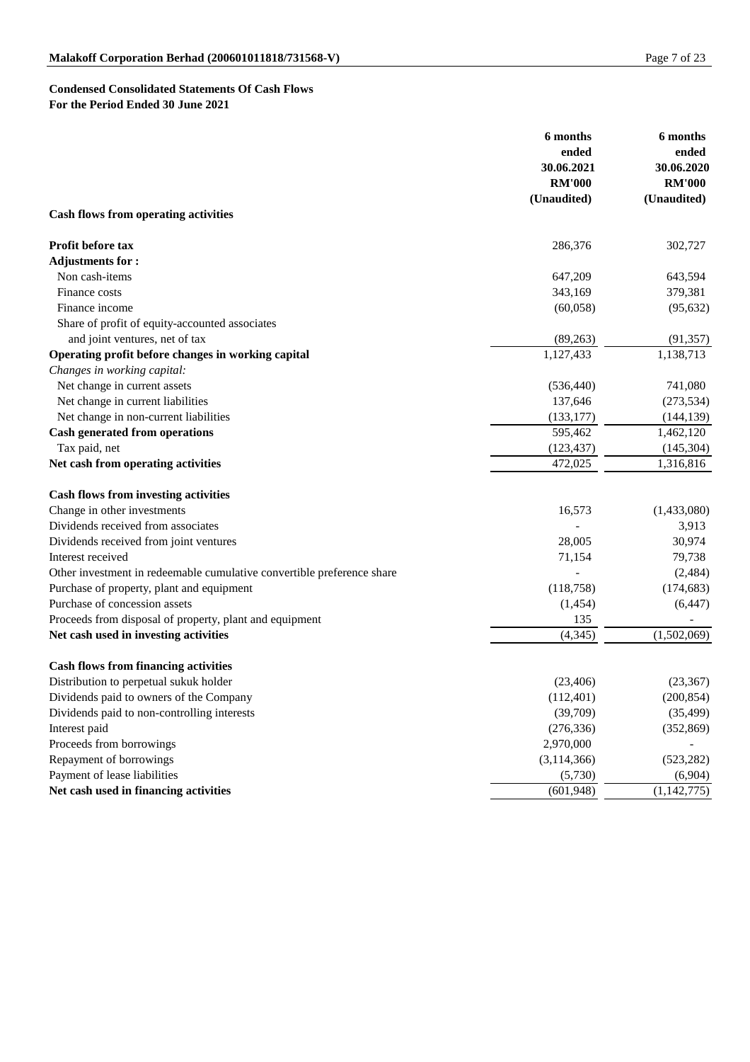## Condensed Consolidated Statements Of Cash Flows
**For the Period Ended 30 June 2021**

| | 6 months ended 30.06.2021 RM'000 (Unaudited) | 6 months ended 30.06.2020 RM'000 (Unaudited) |
|---|---|---|
| **Cash flows from operating activities** | | |
| **Profit before tax** | 286,376 | 302,727 |
| **Adjustments for :** | | |
| Non cash-items | 647,209 | 643,594 |
| Finance costs | 343,169 | 379,381 |
| Finance income | (60,058) | (95,632) |
| Share of profit of equity-accounted associates and joint ventures, net of tax | (89,263) | (91,357) |
| **Operating profit before changes in working capital** | 1,127,433 | 1,138,713 |
| *Changes in working capital:* | | |
| Net change in current assets | (536,440) | 741,080 |
| Net change in current liabilities | 137,646 | (273,534) |
| Net change in non-current liabilities | (133,177) | (144,139) |
| **Cash generated from operations** | 595,462 | 1,462,120 |
| Tax paid, net | (123,437) | (145,304) |
| **Net cash from operating activities** | 472,025 | 1,316,816 |
| **Cash flows from investing activities** | | |
| Change in other investments | 16,573 | (1,433,080) |
| Dividends received from associates | - | 3,913 |
| Dividends received from joint ventures | 28,005 | 30,974 |
| Interest received | 71,154 | 79,738 |
| Other investment in redeemable cumulative convertible preference share | - | (2,484) |
| Purchase of property, plant and equipment | (118,758) | (174,683) |
| Purchase of concession assets | (1,454) | (6,447) |
| Proceeds from disposal of property, plant and equipment | 135 | - |
| **Net cash used in investing activities** | (4,345) | (1,502,069) |
| **Cash flows from financing activities** | | |
| Distribution to perpetual sukuk holder | (23,406) | (23,367) |
| Dividends paid to owners of the Company | (112,401) | (200,854) |
| Dividends paid to non-controlling interests | (39,709) | (35,499) |
| Interest paid | (276,336) | (352,869) |
| Proceeds from borrowings | 2,970,000 | - |
| Repayment of borrowings | (3,114,366) | (523,282) |
| Payment of lease liabilities | (5,730) | (6,904) |
| **Net cash used in financing activities** | (601,948) | (1,142,775) |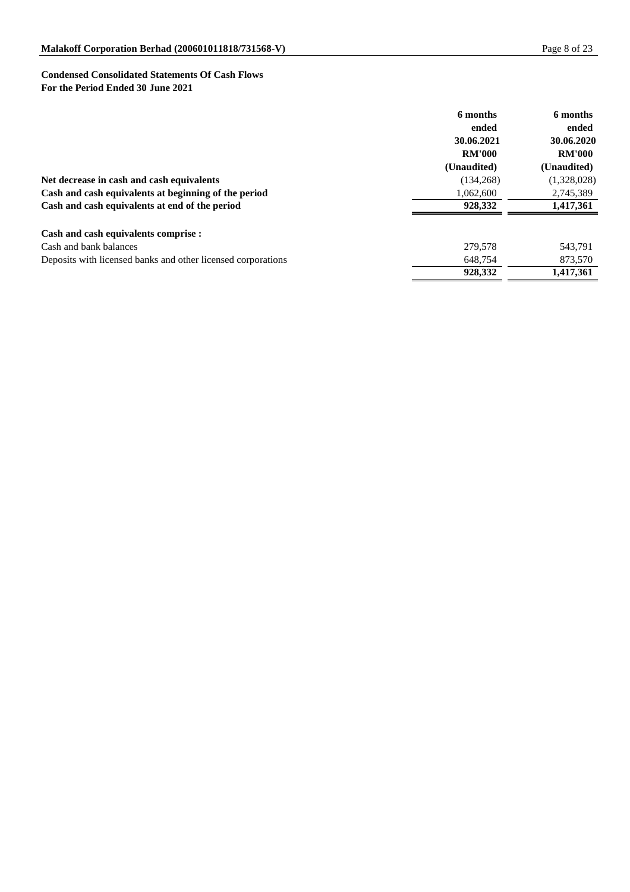**Condensed Consolidated Statements Of Cash Flows**
**For the Period Ended 30 June 2021**

| | 6 months ended 30.06.2021 RM'000 (Unaudited) | 6 months ended 30.06.2020 RM'000 (Unaudited) |
|---|---|---|
| **Net decrease in cash and cash equivalents** | (134,268) | (1,328,028) |
| **Cash and cash equivalents at beginning of the period** | 1,062,600 | 2,745,389 |
| **Cash and cash equivalents at end of the period** | **928,332** | **1,417,361** |
| | | |
| **Cash and cash equivalents comprise :** | | |
| Cash and bank balances | 279,578 | 543,791 |
| Deposits with licensed banks and other licensed corporations | 648,754 | 873,570 |
| | **928,332** | **1,417,361** |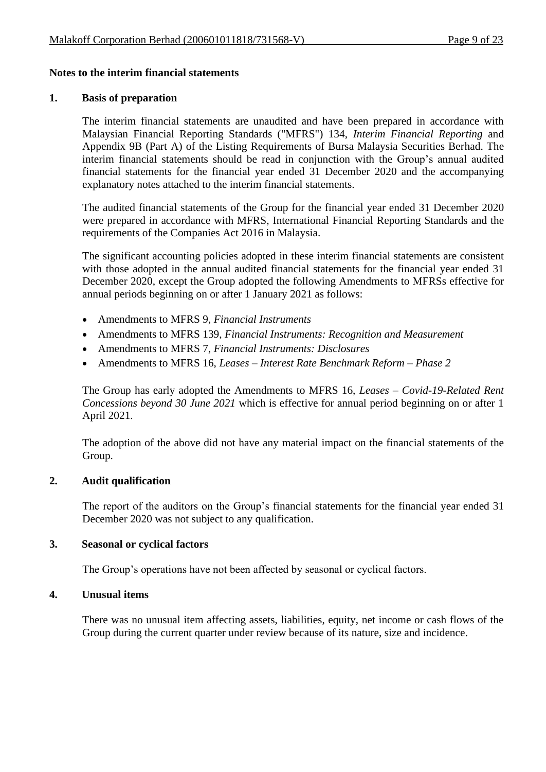**Notes to the interim financial statements**

## 1. Basis of preparation

The interim financial statements are unaudited and have been prepared in accordance with Malaysian Financial Reporting Standards ("MFRS") 134, *Interim Financial Reporting* and Appendix 9B (Part A) of the Listing Requirements of Bursa Malaysia Securities Berhad. The interim financial statements should be read in conjunction with the Group's annual audited financial statements for the financial year ended 31 December 2020 and the accompanying explanatory notes attached to the interim financial statements.

The audited financial statements of the Group for the financial year ended 31 December 2020 were prepared in accordance with MFRS, International Financial Reporting Standards and the requirements of the Companies Act 2016 in Malaysia.

The significant accounting policies adopted in these interim financial statements are consistent with those adopted in the annual audited financial statements for the financial year ended 31 December 2020, except the Group adopted the following Amendments to MFRSs effective for annual periods beginning on or after 1 January 2021 as follows:

- Amendments to MFRS 9, *Financial Instruments*
- Amendments to MFRS 139, *Financial Instruments: Recognition and Measurement*
- Amendments to MFRS 7, *Financial Instruments: Disclosures*
- Amendments to MFRS 16, *Leases – Interest Rate Benchmark Reform – Phase 2*

The Group has early adopted the Amendments to MFRS 16, *Leases – Covid-19-Related Rent Concessions beyond 30 June 2021* which is effective for annual period beginning on or after 1 April 2021.

The adoption of the above did not have any material impact on the financial statements of the Group.

## 2. Audit qualification

The report of the auditors on the Group's financial statements for the financial year ended 31 December 2020 was not subject to any qualification.

## 3. Seasonal or cyclical factors

The Group's operations have not been affected by seasonal or cyclical factors.

## 4. Unusual items

There was no unusual item affecting assets, liabilities, equity, net income or cash flows of the Group during the current quarter under review because of its nature, size and incidence.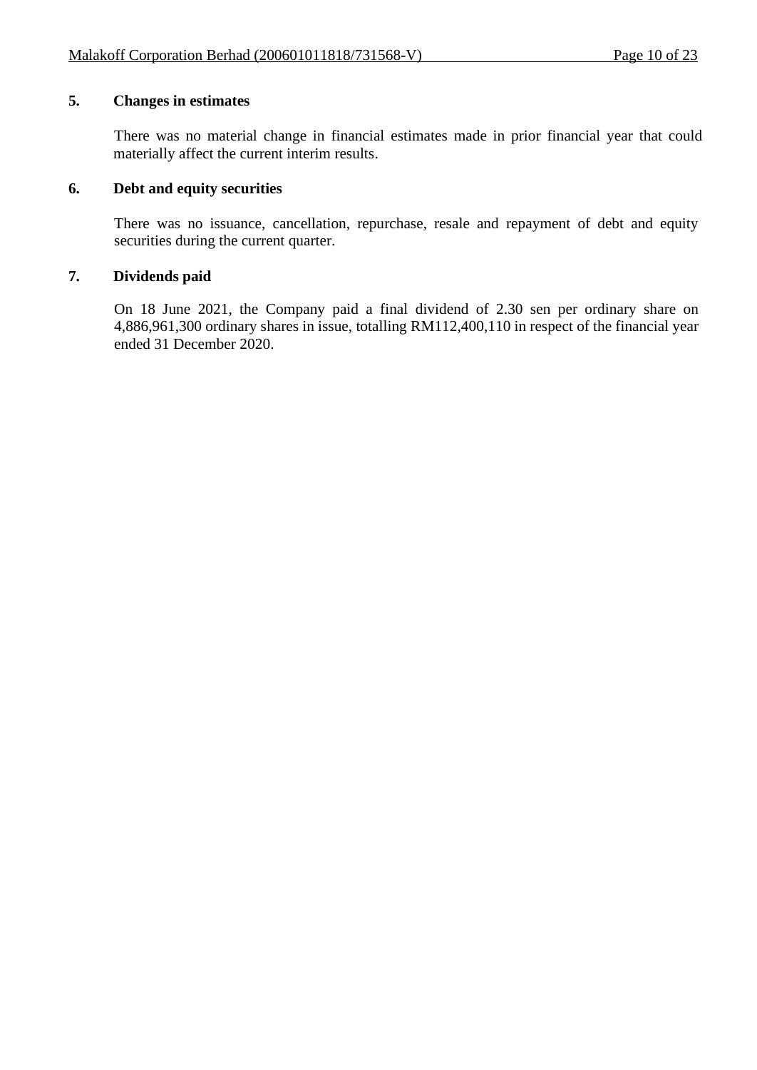## 5. Changes in estimates

There was no material change in financial estimates made in prior financial year that could materially affect the current interim results.

## 6. Debt and equity securities

There was no issuance, cancellation, repurchase, resale and repayment of debt and equity securities during the current quarter.

## 7. Dividends paid

On 18 June 2021, the Company paid a final dividend of 2.30 sen per ordinary share on 4,886,961,300 ordinary shares in issue, totalling RM112,400,110 in respect of the financial year ended 31 December 2020.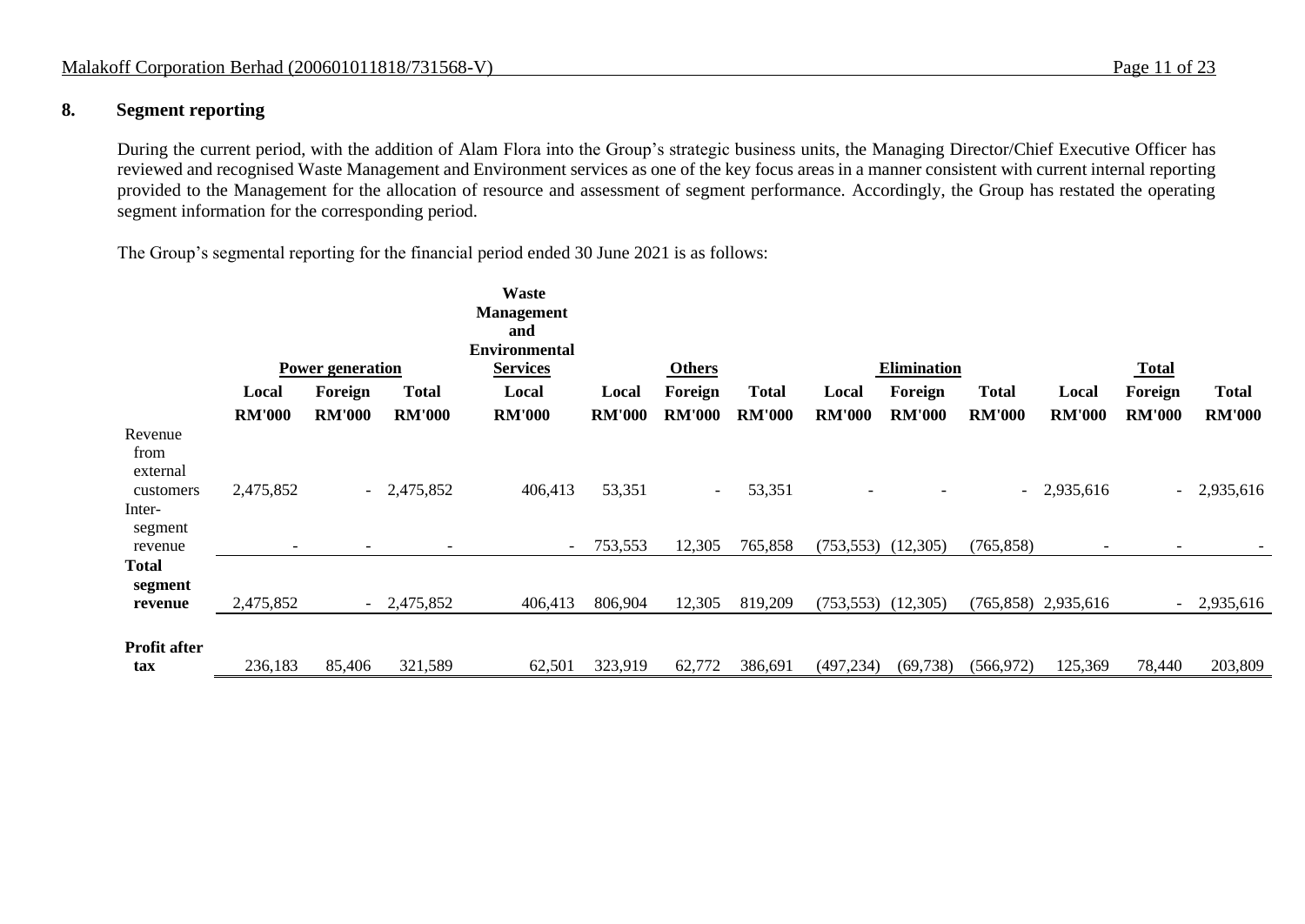## 8. Segment reporting

During the current period, with the addition of Alam Flora into the Group's strategic business units, the Managing Director/Chief Executive Officer has reviewed and recognised Waste Management and Environment services as one of the key focus areas in a manner consistent with current internal reporting provided to the Management for the allocation of resource and assessment of segment performance. Accordingly, the Group has restated the operating segment information for the corresponding period.

The Group's segmental reporting for the financial period ended 30 June 2021 is as follows:

| | Power generation | | | Waste Management and Environmental Services | Others | | | Elimination | | | Total | | |
|---|---|---|---|---|---|---|---|---|---|---|---|---|---|
| | Local | Foreign | Total | Local | Local | Foreign | Total | Local | Foreign | Total | Local | Foreign | Total |
| | RM'000 | RM'000 | RM'000 | RM'000 | RM'000 | RM'000 | RM'000 | RM'000 | RM'000 | RM'000 | RM'000 | RM'000 | RM'000 |
| Revenue from external customers | 2,475,852 | - | 2,475,852 | 406,413 | 53,351 | - | 53,351 | - | - | - | 2,935,616 | - | 2,935,616 |
| Inter-segment revenue | - | - | - | - | 753,553 | 12,305 | 765,858 | (753,553) | (12,305) | (765,858) | - | - | - |
| **Total segment revenue** | 2,475,852 | - | 2,475,852 | 406,413 | 806,904 | 12,305 | 819,209 | (753,553) | (12,305) | (765,858) | 2,935,616 | - | 2,935,616 |
| **Profit after tax** | 236,183 | 85,406 | 321,589 | 62,501 | 323,919 | 62,772 | 386,691 | (497,234) | (69,738) | (566,972) | 125,369 | 78,440 | 203,809 |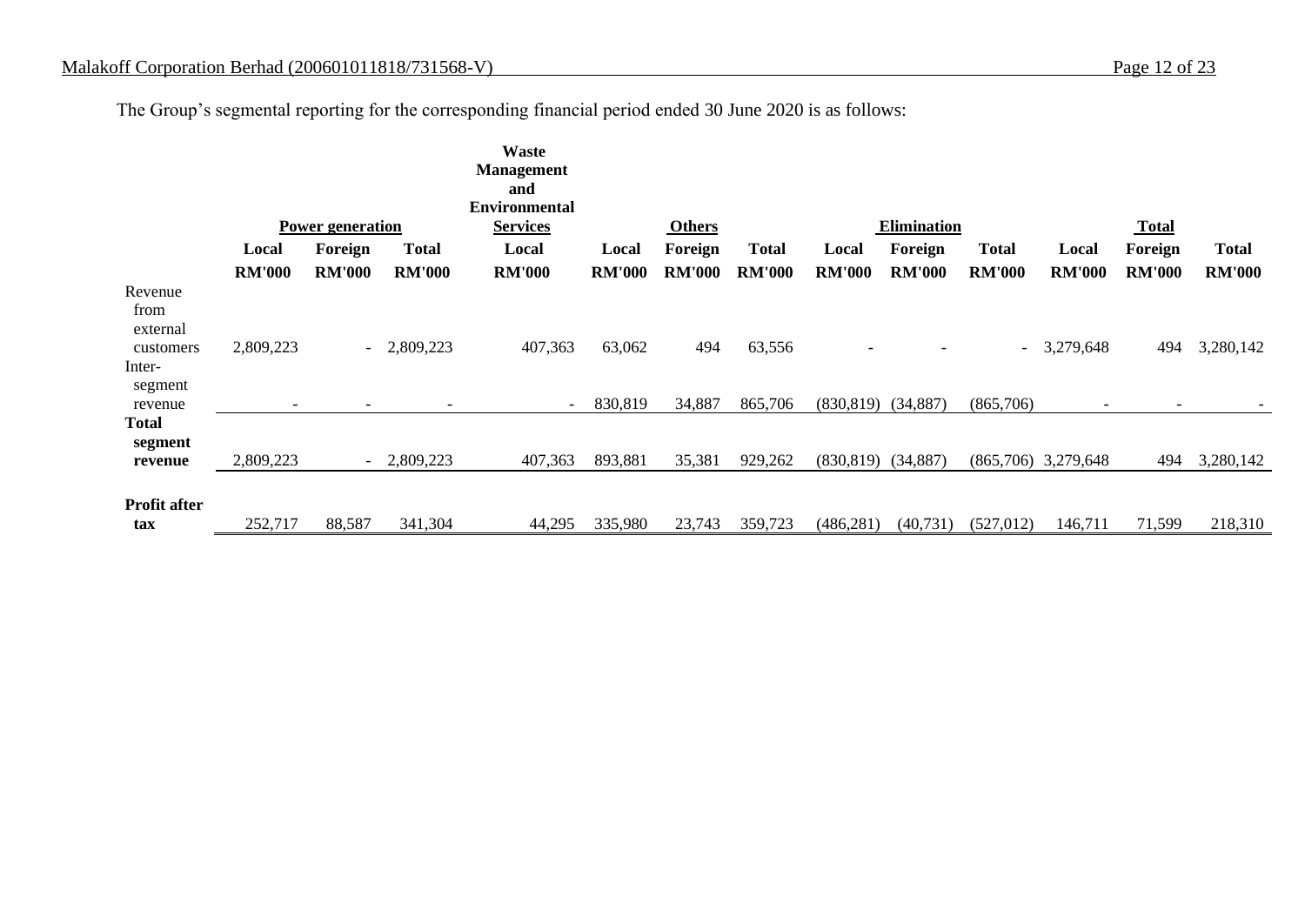The Group's segmental reporting for the corresponding financial period ended 30 June 2020 is as follows:

| | Power generation | | | Waste Management and Environmental Services | Others | | | Elimination | | | Total | | |
|---|---|---|---|---|---|---|---|---|---|---|---|---|---|
| | **Local** | **Foreign** | **Total** | **Local** | **Local** | **Foreign** | **Total** | **Local** | **Foreign** | **Total** | **Local** | **Foreign** | **Total** |
| | **RM'000** | **RM'000** | **RM'000** | **RM'000** | **RM'000** | **RM'000** | **RM'000** | **RM'000** | **RM'000** | **RM'000** | **RM'000** | **RM'000** | **RM'000** |
| Revenue from external customers | 2,809,223 | - | 2,809,223 | 407,363 | 63,062 | 494 | 63,556 | - | - | - | 3,279,648 | 494 | 3,280,142 |
| Inter-segment revenue | - | - | - | - | 830,819 | 34,887 | 865,706 | (830,819) | (34,887) | (865,706) | - | - | - |
| **Total segment revenue** | 2,809,223 | - | 2,809,223 | 407,363 | 893,881 | 35,381 | 929,262 | (830,819) | (34,887) | (865,706) | 3,279,648 | 494 | 3,280,142 |
| **Profit after tax** | 252,717 | 88,587 | 341,304 | 44,295 | 335,980 | 23,743 | 359,723 | (486,281) | (40,731) | (527,012) | 146,711 | 71,599 | 218,310 |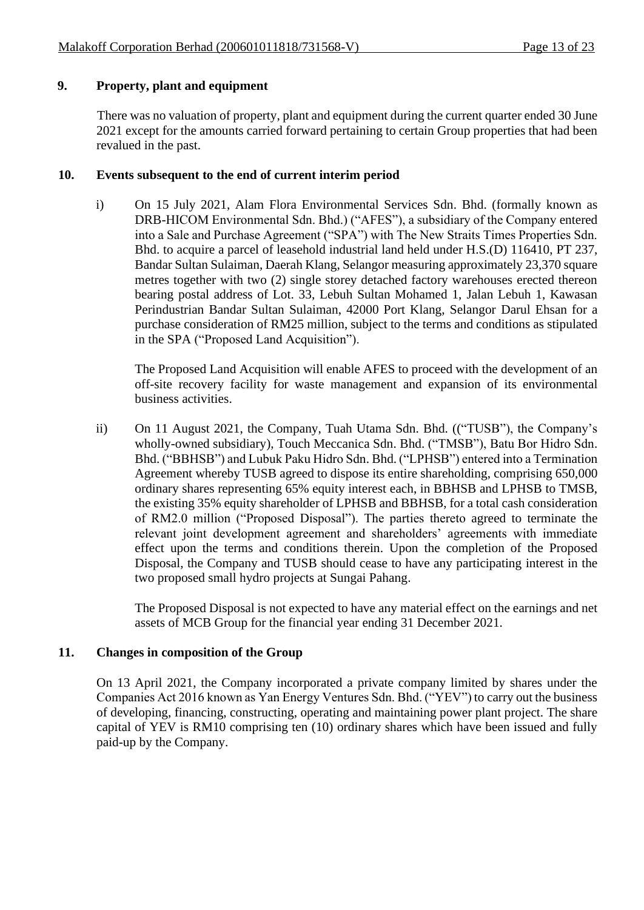## 9. Property, plant and equipment

There was no valuation of property, plant and equipment during the current quarter ended 30 June 2021 except for the amounts carried forward pertaining to certain Group properties that had been revalued in the past.

## 10. Events subsequent to the end of current interim period

i) On 15 July 2021, Alam Flora Environmental Services Sdn. Bhd. (formally known as DRB-HICOM Environmental Sdn. Bhd.) ("AFES"), a subsidiary of the Company entered into a Sale and Purchase Agreement ("SPA") with The New Straits Times Properties Sdn. Bhd. to acquire a parcel of leasehold industrial land held under H.S.(D) 116410, PT 237, Bandar Sultan Sulaiman, Daerah Klang, Selangor measuring approximately 23,370 square metres together with two (2) single storey detached factory warehouses erected thereon bearing postal address of Lot. 33, Lebuh Sultan Mohamed 1, Jalan Lebuh 1, Kawasan Perindustrian Bandar Sultan Sulaiman, 42000 Port Klang, Selangor Darul Ehsan for a purchase consideration of RM25 million, subject to the terms and conditions as stipulated in the SPA ("Proposed Land Acquisition").

   The Proposed Land Acquisition will enable AFES to proceed with the development of an off-site recovery facility for waste management and expansion of its environmental business activities.

ii) On 11 August 2021, the Company, Tuah Utama Sdn. Bhd. (("TUSB"), the Company's wholly-owned subsidiary), Touch Meccanica Sdn. Bhd. ("TMSB"), Batu Bor Hidro Sdn. Bhd. ("BBHSB") and Lubuk Paku Hidro Sdn. Bhd. ("LPHSB") entered into a Termination Agreement whereby TUSB agreed to dispose its entire shareholding, comprising 650,000 ordinary shares representing 65% equity interest each, in BBHSB and LPHSB to TMSB, the existing 35% equity shareholder of LPHSB and BBHSB, for a total cash consideration of RM2.0 million ("Proposed Disposal"). The parties thereto agreed to terminate the relevant joint development agreement and shareholders' agreements with immediate effect upon the terms and conditions therein. Upon the completion of the Proposed Disposal, the Company and TUSB should cease to have any participating interest in the two proposed small hydro projects at Sungai Pahang.

   The Proposed Disposal is not expected to have any material effect on the earnings and net assets of MCB Group for the financial year ending 31 December 2021.

## 11. Changes in composition of the Group

On 13 April 2021, the Company incorporated a private company limited by shares under the Companies Act 2016 known as Yan Energy Ventures Sdn. Bhd. ("YEV") to carry out the business of developing, financing, constructing, operating and maintaining power plant project. The share capital of YEV is RM10 comprising ten (10) ordinary shares which have been issued and fully paid-up by the Company.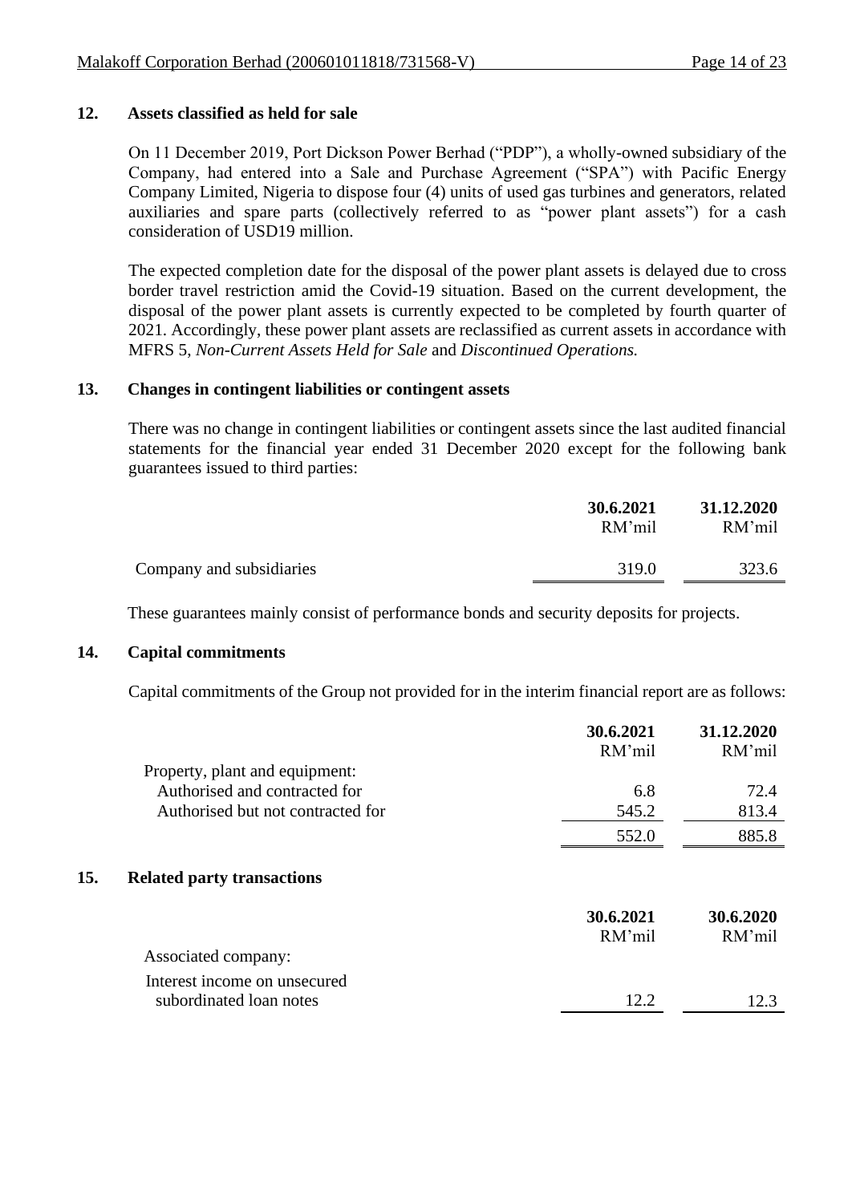## 12. Assets classified as held for sale

On 11 December 2019, Port Dickson Power Berhad ("PDP"), a wholly-owned subsidiary of the Company, had entered into a Sale and Purchase Agreement ("SPA") with Pacific Energy Company Limited, Nigeria to dispose four (4) units of used gas turbines and generators, related auxiliaries and spare parts (collectively referred to as "power plant assets") for a cash consideration of USD19 million.

The expected completion date for the disposal of the power plant assets is delayed due to cross border travel restriction amid the Covid-19 situation. Based on the current development, the disposal of the power plant assets is currently expected to be completed by fourth quarter of 2021. Accordingly, these power plant assets are reclassified as current assets in accordance with MFRS 5, *Non-Current Assets Held for Sale* and *Discontinued Operations.*

## 13. Changes in contingent liabilities or contingent assets

There was no change in contingent liabilities or contingent assets since the last audited financial statements for the financial year ended 31 December 2020 except for the following bank guarantees issued to third parties:

| | **30.6.2021** RM'mil | **31.12.2020** RM'mil |
|---|---|---|
| Company and subsidiaries | 319.0 | 323.6 |

These guarantees mainly consist of performance bonds and security deposits for projects.

## 14. Capital commitments

Capital commitments of the Group not provided for in the interim financial report are as follows:

| | **30.6.2021** RM'mil | **31.12.2020** RM'mil |
|---|---|---|
| Property, plant and equipment: | | |
| Authorised and contracted for | 6.8 | 72.4 |
| Authorised but not contracted for | 545.2 | 813.4 |
| | 552.0 | 885.8 |

## 15. Related party transactions

| | **30.6.2021** RM'mil | **30.6.2020** RM'mil |
|---|---|---|
| Associated company: | | |
| Interest income on unsecured subordinated loan notes | 12.2 | 12.3 |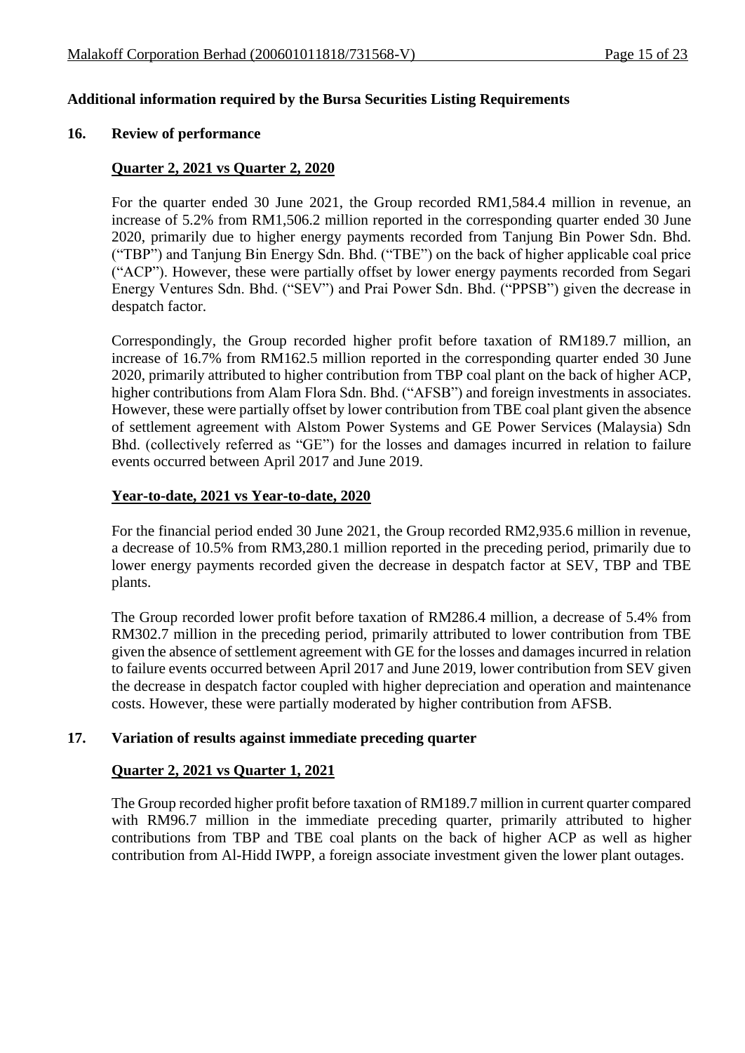## Additional information required by the Bursa Securities Listing Requirements

### 16. Review of performance

**Quarter 2, 2021 vs Quarter 2, 2020**

For the quarter ended 30 June 2021, the Group recorded RM1,584.4 million in revenue, an increase of 5.2% from RM1,506.2 million reported in the corresponding quarter ended 30 June 2020, primarily due to higher energy payments recorded from Tanjung Bin Power Sdn. Bhd. ("TBP") and Tanjung Bin Energy Sdn. Bhd. ("TBE") on the back of higher applicable coal price ("ACP"). However, these were partially offset by lower energy payments recorded from Segari Energy Ventures Sdn. Bhd. ("SEV") and Prai Power Sdn. Bhd. ("PPSB") given the decrease in despatch factor.

Correspondingly, the Group recorded higher profit before taxation of RM189.7 million, an increase of 16.7% from RM162.5 million reported in the corresponding quarter ended 30 June 2020, primarily attributed to higher contribution from TBP coal plant on the back of higher ACP, higher contributions from Alam Flora Sdn. Bhd. ("AFSB") and foreign investments in associates. However, these were partially offset by lower contribution from TBE coal plant given the absence of settlement agreement with Alstom Power Systems and GE Power Services (Malaysia) Sdn Bhd. (collectively referred as "GE") for the losses and damages incurred in relation to failure events occurred between April 2017 and June 2019.

**Year-to-date, 2021 vs Year-to-date, 2020**

For the financial period ended 30 June 2021, the Group recorded RM2,935.6 million in revenue, a decrease of 10.5% from RM3,280.1 million reported in the preceding period, primarily due to lower energy payments recorded given the decrease in despatch factor at SEV, TBP and TBE plants.

The Group recorded lower profit before taxation of RM286.4 million, a decrease of 5.4% from RM302.7 million in the preceding period, primarily attributed to lower contribution from TBE given the absence of settlement agreement with GE for the losses and damages incurred in relation to failure events occurred between April 2017 and June 2019, lower contribution from SEV given the decrease in despatch factor coupled with higher depreciation and operation and maintenance costs. However, these were partially moderated by higher contribution from AFSB.

### 17. Variation of results against immediate preceding quarter

**Quarter 2, 2021 vs Quarter 1, 2021**

The Group recorded higher profit before taxation of RM189.7 million in current quarter compared with RM96.7 million in the immediate preceding quarter, primarily attributed to higher contributions from TBP and TBE coal plants on the back of higher ACP as well as higher contribution from Al-Hidd IWPP, a foreign associate investment given the lower plant outages.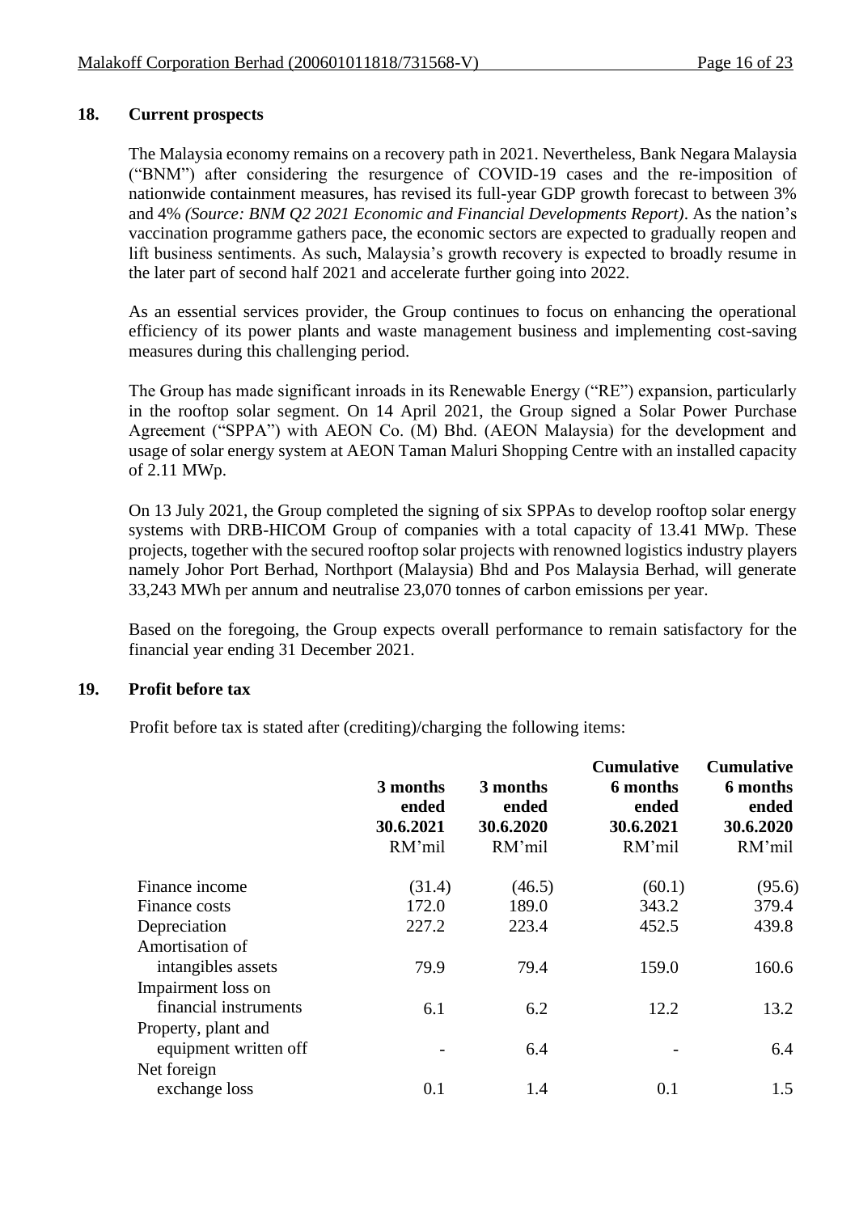## 18. Current prospects

The Malaysia economy remains on a recovery path in 2021. Nevertheless, Bank Negara Malaysia ("BNM") after considering the resurgence of COVID-19 cases and the re-imposition of nationwide containment measures, has revised its full-year GDP growth forecast to between 3% and 4% *(Source: BNM Q2 2021 Economic and Financial Developments Report)*. As the nation's vaccination programme gathers pace, the economic sectors are expected to gradually reopen and lift business sentiments. As such, Malaysia's growth recovery is expected to broadly resume in the later part of second half 2021 and accelerate further going into 2022.

As an essential services provider, the Group continues to focus on enhancing the operational efficiency of its power plants and waste management business and implementing cost-saving measures during this challenging period.

The Group has made significant inroads in its Renewable Energy ("RE") expansion, particularly in the rooftop solar segment. On 14 April 2021, the Group signed a Solar Power Purchase Agreement ("SPPA") with AEON Co. (M) Bhd. (AEON Malaysia) for the development and usage of solar energy system at AEON Taman Maluri Shopping Centre with an installed capacity of 2.11 MWp.

On 13 July 2021, the Group completed the signing of six SPPAs to develop rooftop solar energy systems with DRB-HICOM Group of companies with a total capacity of 13.41 MWp. These projects, together with the secured rooftop solar projects with renowned logistics industry players namely Johor Port Berhad, Northport (Malaysia) Bhd and Pos Malaysia Berhad, will generate 33,243 MWh per annum and neutralise 23,070 tonnes of carbon emissions per year.

Based on the foregoing, the Group expects overall performance to remain satisfactory for the financial year ending 31 December 2021.

## 19. Profit before tax

Profit before tax is stated after (crediting)/charging the following items:

| | 3 months ended 30.6.2021 RM'mil | 3 months ended 30.6.2020 RM'mil | Cumulative 6 months ended 30.6.2021 RM'mil | Cumulative 6 months ended 30.6.2020 RM'mil |
|---|---|---|---|---|
| Finance income | (31.4) | (46.5) | (60.1) | (95.6) |
| Finance costs | 172.0 | 189.0 | 343.2 | 379.4 |
| Depreciation | 227.2 | 223.4 | 452.5 | 439.8 |
| Amortisation of intangibles assets | 79.9 | 79.4 | 159.0 | 160.6 |
| Impairment loss on financial instruments | 6.1 | 6.2 | 12.2 | 13.2 |
| Property, plant and equipment written off | - | 6.4 | - | 6.4 |
| Net foreign exchange loss | 0.1 | 1.4 | 0.1 | 1.5 |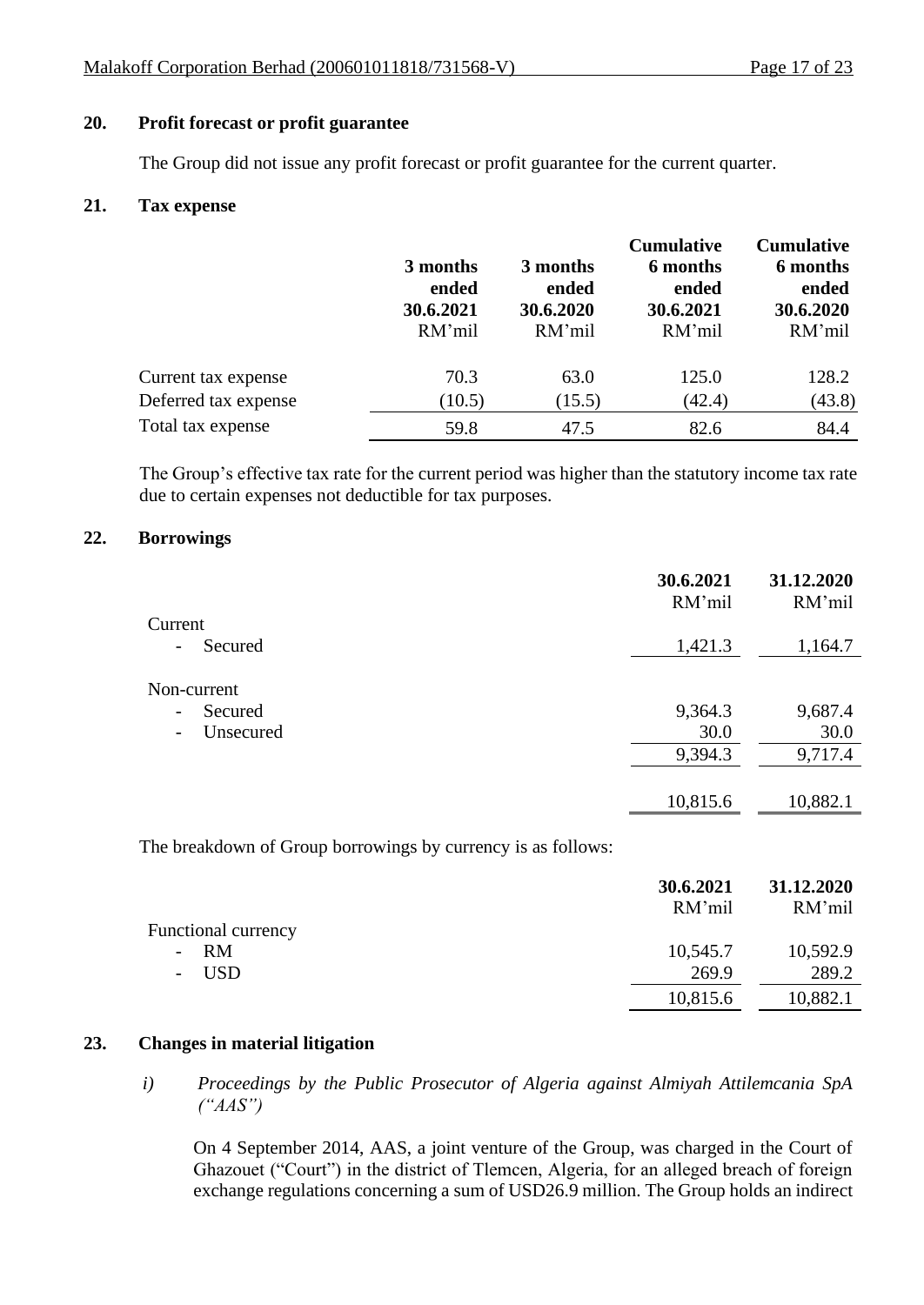## 20. Profit forecast or profit guarantee

The Group did not issue any profit forecast or profit guarantee for the current quarter.

## 21. Tax expense

| | 3 months ended 30.6.2021 RM'mil | 3 months ended 30.6.2020 RM'mil | Cumulative 6 months ended 30.6.2021 RM'mil | Cumulative 6 months ended 30.6.2020 RM'mil |
|---|---|---|---|---|
| Current tax expense | 70.3 | 63.0 | 125.0 | 128.2 |
| Deferred tax expense | (10.5) | (15.5) | (42.4) | (43.8) |
| Total tax expense | 59.8 | 47.5 | 82.6 | 84.4 |

The Group's effective tax rate for the current period was higher than the statutory income tax rate due to certain expenses not deductible for tax purposes.

## 22. Borrowings

| | 30.6.2021 RM'mil | 31.12.2020 RM'mil |
|---|---|---|
| Current | | |
| - Secured | 1,421.3 | 1,164.7 |
| Non-current | | |
| - Secured | 9,364.3 | 9,687.4 |
| - Unsecured | 30.0 | 30.0 |
| | 9,394.3 | 9,717.4 |
| | 10,815.6 | 10,882.1 |

The breakdown of Group borrowings by currency is as follows:

| | 30.6.2021 RM'mil | 31.12.2020 RM'mil |
|---|---|---|
| Functional currency | | |
| - RM | 10,545.7 | 10,592.9 |
| - USD | 269.9 | 289.2 |
| | 10,815.6 | 10,882.1 |

## 23. Changes in material litigation

*i) Proceedings by the Public Prosecutor of Algeria against Almiyah Attilemcania SpA ("AAS")*

On 4 September 2014, AAS, a joint venture of the Group, was charged in the Court of Ghazouet ("Court") in the district of Tlemcen, Algeria, for an alleged breach of foreign exchange regulations concerning a sum of USD26.9 million. The Group holds an indirect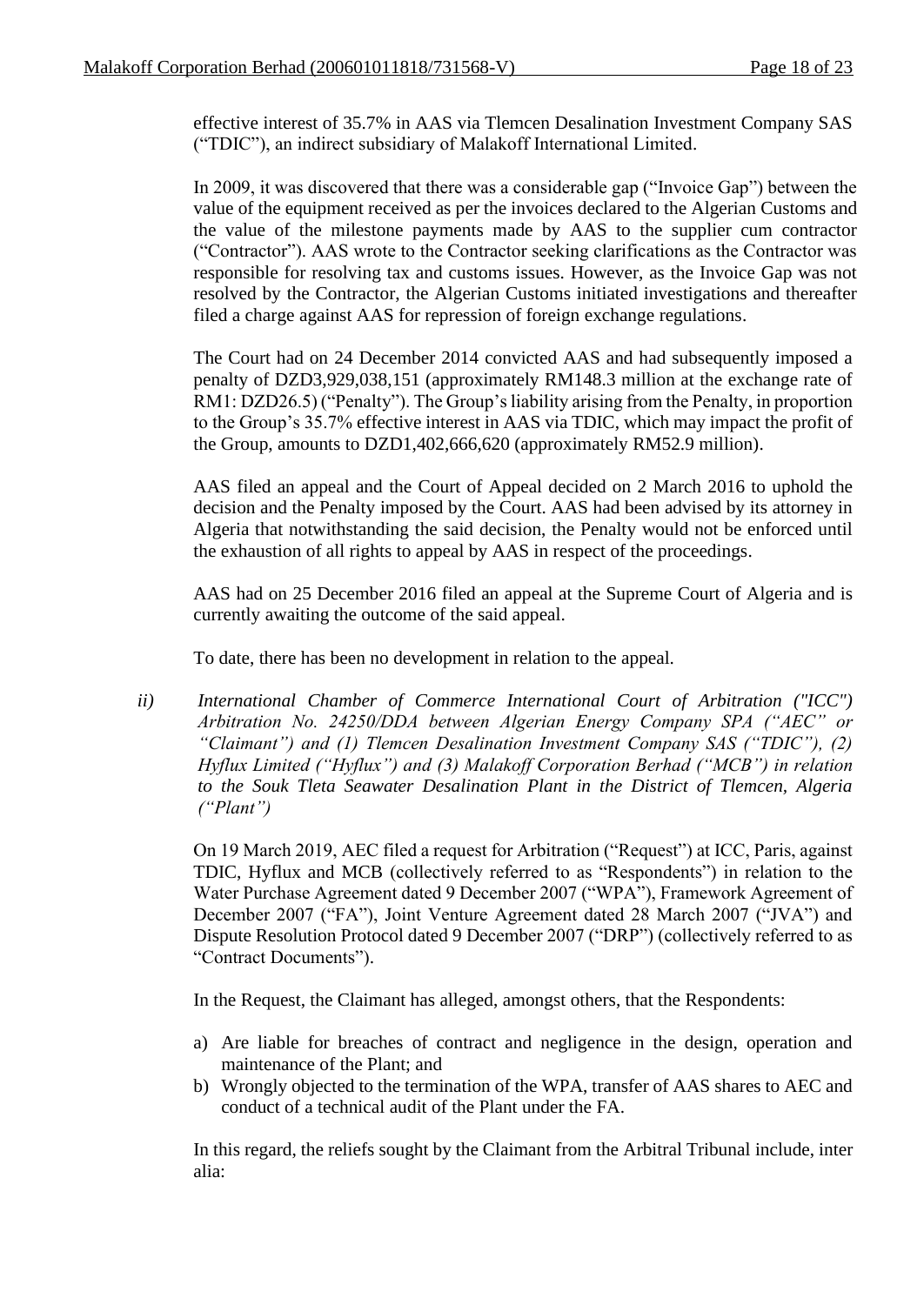effective interest of 35.7% in AAS via Tlemcen Desalination Investment Company SAS ("TDIC"), an indirect subsidiary of Malakoff International Limited.

In 2009, it was discovered that there was a considerable gap ("Invoice Gap") between the value of the equipment received as per the invoices declared to the Algerian Customs and the value of the milestone payments made by AAS to the supplier cum contractor ("Contractor"). AAS wrote to the Contractor seeking clarifications as the Contractor was responsible for resolving tax and customs issues. However, as the Invoice Gap was not resolved by the Contractor, the Algerian Customs initiated investigations and thereafter filed a charge against AAS for repression of foreign exchange regulations.

The Court had on 24 December 2014 convicted AAS and had subsequently imposed a penalty of DZD3,929,038,151 (approximately RM148.3 million at the exchange rate of RM1: DZD26.5) ("Penalty"). The Group's liability arising from the Penalty, in proportion to the Group's 35.7% effective interest in AAS via TDIC, which may impact the profit of the Group, amounts to DZD1,402,666,620 (approximately RM52.9 million).

AAS filed an appeal and the Court of Appeal decided on 2 March 2016 to uphold the decision and the Penalty imposed by the Court. AAS had been advised by its attorney in Algeria that notwithstanding the said decision, the Penalty would not be enforced until the exhaustion of all rights to appeal by AAS in respect of the proceedings.

AAS had on 25 December 2016 filed an appeal at the Supreme Court of Algeria and is currently awaiting the outcome of the said appeal.

To date, there has been no development in relation to the appeal.

ii) *International Chamber of Commerce International Court of Arbitration ("ICC") Arbitration No. 24250/DDA between Algerian Energy Company SPA ("AEC" or "Claimant") and (1) Tlemcen Desalination Investment Company SAS ("TDIC"), (2) Hyflux Limited ("Hyflux") and (3) Malakoff Corporation Berhad ("MCB") in relation to the Souk Tleta Seawater Desalination Plant in the District of Tlemcen, Algeria ("Plant")*

On 19 March 2019, AEC filed a request for Arbitration ("Request") at ICC, Paris, against TDIC, Hyflux and MCB (collectively referred to as "Respondents") in relation to the Water Purchase Agreement dated 9 December 2007 ("WPA"), Framework Agreement of December 2007 ("FA"), Joint Venture Agreement dated 28 March 2007 ("JVA") and Dispute Resolution Protocol dated 9 December 2007 ("DRP") (collectively referred to as "Contract Documents").

In the Request, the Claimant has alleged, amongst others, that the Respondents:

a) Are liable for breaches of contract and negligence in the design, operation and maintenance of the Plant; and
b) Wrongly objected to the termination of the WPA, transfer of AAS shares to AEC and conduct of a technical audit of the Plant under the FA.

In this regard, the reliefs sought by the Claimant from the Arbitral Tribunal include, inter alia: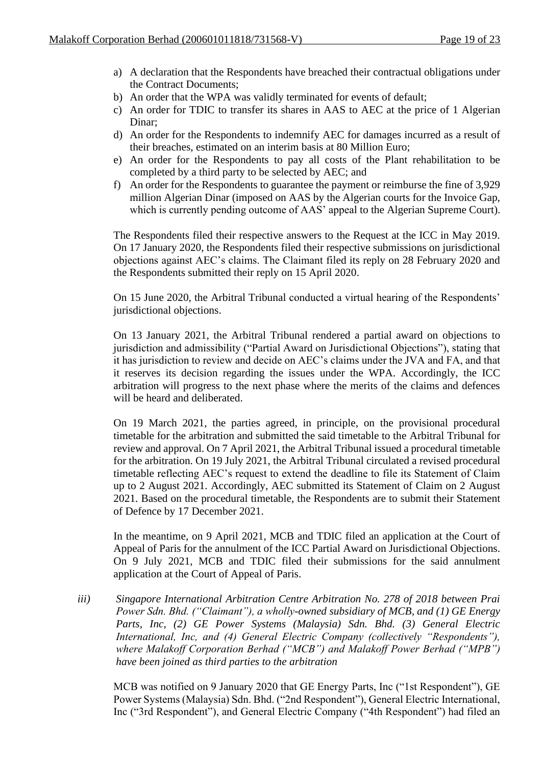a) A declaration that the Respondents have breached their contractual obligations under the Contract Documents;
b) An order that the WPA was validly terminated for events of default;
c) An order for TDIC to transfer its shares in AAS to AEC at the price of 1 Algerian Dinar;
d) An order for the Respondents to indemnify AEC for damages incurred as a result of their breaches, estimated on an interim basis at 80 Million Euro;
e) An order for the Respondents to pay all costs of the Plant rehabilitation to be completed by a third party to be selected by AEC; and
f) An order for the Respondents to guarantee the payment or reimburse the fine of 3,929 million Algerian Dinar (imposed on AAS by the Algerian courts for the Invoice Gap, which is currently pending outcome of AAS' appeal to the Algerian Supreme Court).

The Respondents filed their respective answers to the Request at the ICC in May 2019. On 17 January 2020, the Respondents filed their respective submissions on jurisdictional objections against AEC's claims. The Claimant filed its reply on 28 February 2020 and the Respondents submitted their reply on 15 April 2020.

On 15 June 2020, the Arbitral Tribunal conducted a virtual hearing of the Respondents' jurisdictional objections.

On 13 January 2021, the Arbitral Tribunal rendered a partial award on objections to jurisdiction and admissibility ("Partial Award on Jurisdictional Objections"), stating that it has jurisdiction to review and decide on AEC's claims under the JVA and FA, and that it reserves its decision regarding the issues under the WPA. Accordingly, the ICC arbitration will progress to the next phase where the merits of the claims and defences will be heard and deliberated.

On 19 March 2021, the parties agreed, in principle, on the provisional procedural timetable for the arbitration and submitted the said timetable to the Arbitral Tribunal for review and approval. On 7 April 2021, the Arbitral Tribunal issued a procedural timetable for the arbitration. On 19 July 2021, the Arbitral Tribunal circulated a revised procedural timetable reflecting AEC's request to extend the deadline to file its Statement of Claim up to 2 August 2021. Accordingly, AEC submitted its Statement of Claim on 2 August 2021. Based on the procedural timetable, the Respondents are to submit their Statement of Defence by 17 December 2021.

In the meantime, on 9 April 2021, MCB and TDIC filed an application at the Court of Appeal of Paris for the annulment of the ICC Partial Award on Jurisdictional Objections. On 9 July 2021, MCB and TDIC filed their submissions for the said annulment application at the Court of Appeal of Paris.

*iii) Singapore International Arbitration Centre Arbitration No. 278 of 2018 between Prai Power Sdn. Bhd. ("Claimant"), a wholly-owned subsidiary of MCB, and (1) GE Energy Parts, Inc, (2) GE Power Systems (Malaysia) Sdn. Bhd. (3) General Electric International, Inc, and (4) General Electric Company (collectively "Respondents"), where Malakoff Corporation Berhad ("MCB") and Malakoff Power Berhad ("MPB") have been joined as third parties to the arbitration*

MCB was notified on 9 January 2020 that GE Energy Parts, Inc ("1st Respondent"), GE Power Systems (Malaysia) Sdn. Bhd. ("2nd Respondent"), General Electric International, Inc ("3rd Respondent"), and General Electric Company ("4th Respondent") had filed an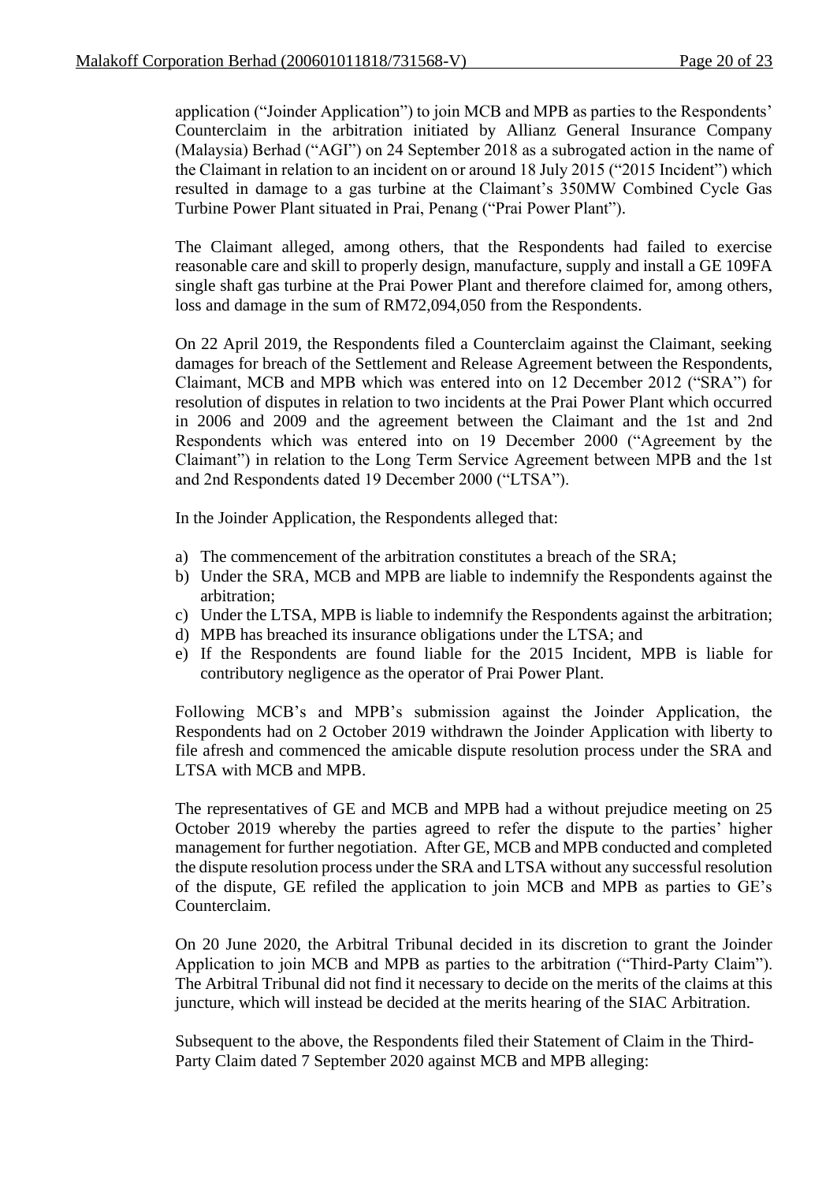application ("Joinder Application") to join MCB and MPB as parties to the Respondents' Counterclaim in the arbitration initiated by Allianz General Insurance Company (Malaysia) Berhad ("AGI") on 24 September 2018 as a subrogated action in the name of the Claimant in relation to an incident on or around 18 July 2015 ("2015 Incident") which resulted in damage to a gas turbine at the Claimant's 350MW Combined Cycle Gas Turbine Power Plant situated in Prai, Penang ("Prai Power Plant").

The Claimant alleged, among others, that the Respondents had failed to exercise reasonable care and skill to properly design, manufacture, supply and install a GE 109FA single shaft gas turbine at the Prai Power Plant and therefore claimed for, among others, loss and damage in the sum of RM72,094,050 from the Respondents.

On 22 April 2019, the Respondents filed a Counterclaim against the Claimant, seeking damages for breach of the Settlement and Release Agreement between the Respondents, Claimant, MCB and MPB which was entered into on 12 December 2012 ("SRA") for resolution of disputes in relation to two incidents at the Prai Power Plant which occurred in 2006 and 2009 and the agreement between the Claimant and the 1st and 2nd Respondents which was entered into on 19 December 2000 ("Agreement by the Claimant") in relation to the Long Term Service Agreement between MPB and the 1st and 2nd Respondents dated 19 December 2000 ("LTSA").

In the Joinder Application, the Respondents alleged that:

a) The commencement of the arbitration constitutes a breach of the SRA;
b) Under the SRA, MCB and MPB are liable to indemnify the Respondents against the arbitration;
c) Under the LTSA, MPB is liable to indemnify the Respondents against the arbitration;
d) MPB has breached its insurance obligations under the LTSA; and
e) If the Respondents are found liable for the 2015 Incident, MPB is liable for contributory negligence as the operator of Prai Power Plant.

Following MCB's and MPB's submission against the Joinder Application, the Respondents had on 2 October 2019 withdrawn the Joinder Application with liberty to file afresh and commenced the amicable dispute resolution process under the SRA and LTSA with MCB and MPB.

The representatives of GE and MCB and MPB had a without prejudice meeting on 25 October 2019 whereby the parties agreed to refer the dispute to the parties' higher management for further negotiation. After GE, MCB and MPB conducted and completed the dispute resolution process under the SRA and LTSA without any successful resolution of the dispute, GE refiled the application to join MCB and MPB as parties to GE's Counterclaim.

On 20 June 2020, the Arbitral Tribunal decided in its discretion to grant the Joinder Application to join MCB and MPB as parties to the arbitration ("Third-Party Claim"). The Arbitral Tribunal did not find it necessary to decide on the merits of the claims at this juncture, which will instead be decided at the merits hearing of the SIAC Arbitration.

Subsequent to the above, the Respondents filed their Statement of Claim in the Third-Party Claim dated 7 September 2020 against MCB and MPB alleging: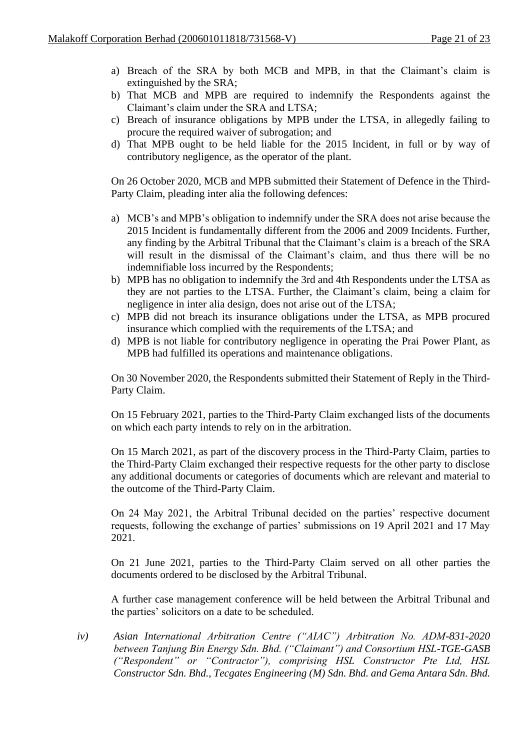a) Breach of the SRA by both MCB and MPB, in that the Claimant's claim is extinguished by the SRA;
b) That MCB and MPB are required to indemnify the Respondents against the Claimant's claim under the SRA and LTSA;
c) Breach of insurance obligations by MPB under the LTSA, in allegedly failing to procure the required waiver of subrogation; and
d) That MPB ought to be held liable for the 2015 Incident, in full or by way of contributory negligence, as the operator of the plant.

On 26 October 2020, MCB and MPB submitted their Statement of Defence in the Third-Party Claim, pleading inter alia the following defences:

a) MCB's and MPB's obligation to indemnify under the SRA does not arise because the 2015 Incident is fundamentally different from the 2006 and 2009 Incidents. Further, any finding by the Arbitral Tribunal that the Claimant's claim is a breach of the SRA will result in the dismissal of the Claimant's claim, and thus there will be no indemnifiable loss incurred by the Respondents;
b) MPB has no obligation to indemnify the 3rd and 4th Respondents under the LTSA as they are not parties to the LTSA. Further, the Claimant's claim, being a claim for negligence in inter alia design, does not arise out of the LTSA;
c) MPB did not breach its insurance obligations under the LTSA, as MPB procured insurance which complied with the requirements of the LTSA; and
d) MPB is not liable for contributory negligence in operating the Prai Power Plant, as MPB had fulfilled its operations and maintenance obligations.

On 30 November 2020, the Respondents submitted their Statement of Reply in the Third-Party Claim.

On 15 February 2021, parties to the Third-Party Claim exchanged lists of the documents on which each party intends to rely on in the arbitration.

On 15 March 2021, as part of the discovery process in the Third-Party Claim, parties to the Third-Party Claim exchanged their respective requests for the other party to disclose any additional documents or categories of documents which are relevant and material to the outcome of the Third-Party Claim.

On 24 May 2021, the Arbitral Tribunal decided on the parties' respective document requests, following the exchange of parties' submissions on 19 April 2021 and 17 May 2021.

On 21 June 2021, parties to the Third-Party Claim served on all other parties the documents ordered to be disclosed by the Arbitral Tribunal.

A further case management conference will be held between the Arbitral Tribunal and the parties' solicitors on a date to be scheduled.

*iv) Asian International Arbitration Centre ("AIAC") Arbitration No. ADM-831-2020 between Tanjung Bin Energy Sdn. Bhd. ("Claimant") and Consortium HSL-TGE-GASB ("Respondent" or "Contractor"), comprising HSL Constructor Pte Ltd, HSL Constructor Sdn. Bhd., Tecgates Engineering (M) Sdn. Bhd. and Gema Antara Sdn. Bhd.*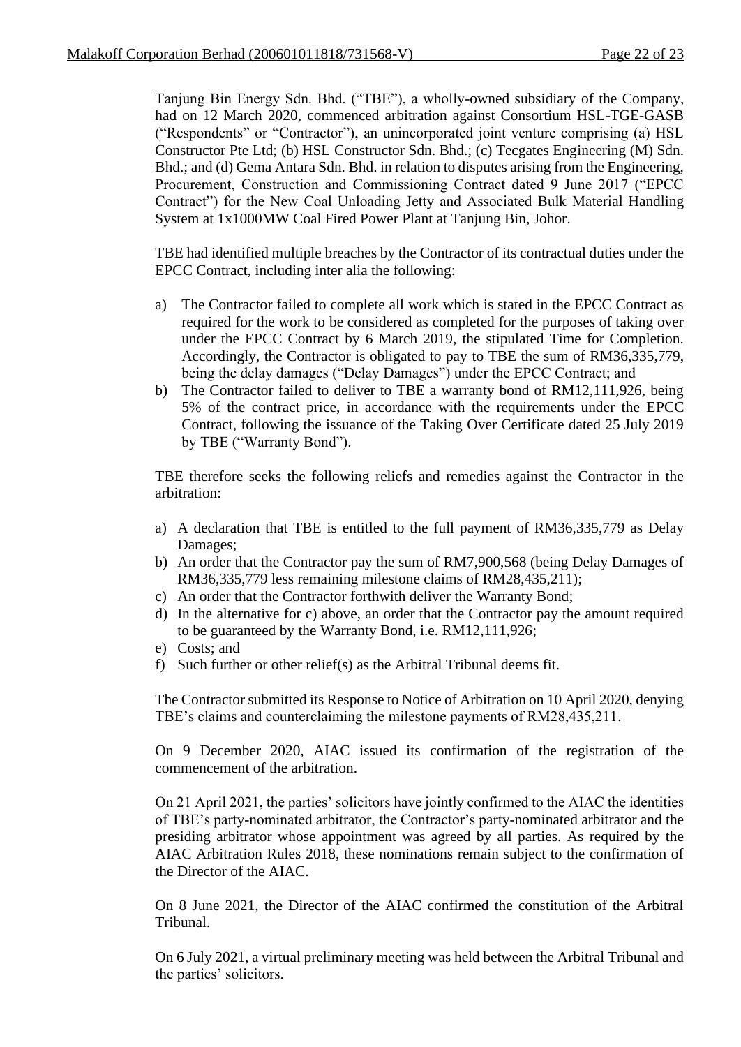Tanjung Bin Energy Sdn. Bhd. ("TBE"), a wholly-owned subsidiary of the Company, had on 12 March 2020, commenced arbitration against Consortium HSL-TGE-GASB ("Respondents" or "Contractor"), an unincorporated joint venture comprising (a) HSL Constructor Pte Ltd; (b) HSL Constructor Sdn. Bhd.; (c) Tecgates Engineering (M) Sdn. Bhd.; and (d) Gema Antara Sdn. Bhd. in relation to disputes arising from the Engineering, Procurement, Construction and Commissioning Contract dated 9 June 2017 ("EPCC Contract") for the New Coal Unloading Jetty and Associated Bulk Material Handling System at 1x1000MW Coal Fired Power Plant at Tanjung Bin, Johor.

TBE had identified multiple breaches by the Contractor of its contractual duties under the EPCC Contract, including inter alia the following:

a) The Contractor failed to complete all work which is stated in the EPCC Contract as required for the work to be considered as completed for the purposes of taking over under the EPCC Contract by 6 March 2019, the stipulated Time for Completion. Accordingly, the Contractor is obligated to pay to TBE the sum of RM36,335,779, being the delay damages ("Delay Damages") under the EPCC Contract; and
b) The Contractor failed to deliver to TBE a warranty bond of RM12,111,926, being 5% of the contract price, in accordance with the requirements under the EPCC Contract, following the issuance of the Taking Over Certificate dated 25 July 2019 by TBE ("Warranty Bond").

TBE therefore seeks the following reliefs and remedies against the Contractor in the arbitration:

a) A declaration that TBE is entitled to the full payment of RM36,335,779 as Delay Damages;
b) An order that the Contractor pay the sum of RM7,900,568 (being Delay Damages of RM36,335,779 less remaining milestone claims of RM28,435,211);
c) An order that the Contractor forthwith deliver the Warranty Bond;
d) In the alternative for c) above, an order that the Contractor pay the amount required to be guaranteed by the Warranty Bond, i.e. RM12,111,926;
e) Costs; and
f) Such further or other relief(s) as the Arbitral Tribunal deems fit.

The Contractor submitted its Response to Notice of Arbitration on 10 April 2020, denying TBE's claims and counterclaiming the milestone payments of RM28,435,211.

On 9 December 2020, AIAC issued its confirmation of the registration of the commencement of the arbitration.

On 21 April 2021, the parties' solicitors have jointly confirmed to the AIAC the identities of TBE's party-nominated arbitrator, the Contractor's party-nominated arbitrator and the presiding arbitrator whose appointment was agreed by all parties. As required by the AIAC Arbitration Rules 2018, these nominations remain subject to the confirmation of the Director of the AIAC.

On 8 June 2021, the Director of the AIAC confirmed the constitution of the Arbitral Tribunal.

On 6 July 2021, a virtual preliminary meeting was held between the Arbitral Tribunal and the parties' solicitors.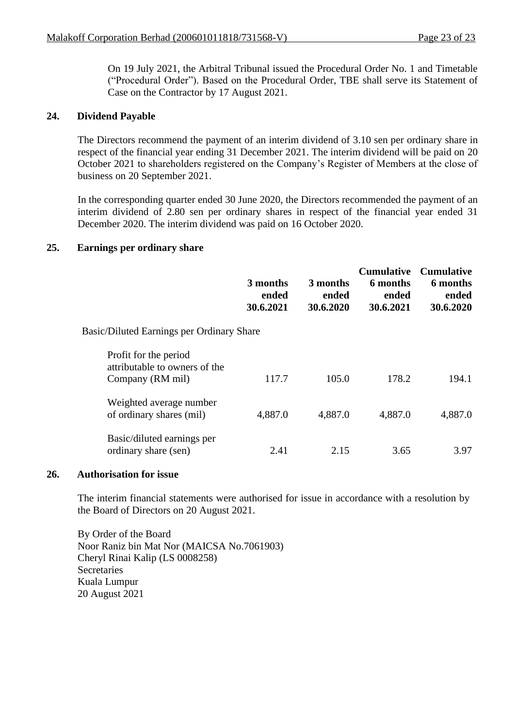On 19 July 2021, the Arbitral Tribunal issued the Procedural Order No. 1 and Timetable ("Procedural Order"). Based on the Procedural Order, TBE shall serve its Statement of Case on the Contractor by 17 August 2021.

## 24. Dividend Payable

The Directors recommend the payment of an interim dividend of 3.10 sen per ordinary share in respect of the financial year ending 31 December 2021. The interim dividend will be paid on 20 October 2021 to shareholders registered on the Company's Register of Members at the close of business on 20 September 2021.

In the corresponding quarter ended 30 June 2020, the Directors recommended the payment of an interim dividend of 2.80 sen per ordinary shares in respect of the financial year ended 31 December 2020. The interim dividend was paid on 16 October 2020.

## 25. Earnings per ordinary share

| | 3 months ended 30.6.2021 | 3 months ended 30.6.2020 | Cumulative 6 months ended 30.6.2021 | Cumulative 6 months ended 30.6.2020 |
|---|---|---|---|---|
| Basic/Diluted Earnings per Ordinary Share | | | | |
| Profit for the period attributable to owners of the Company (RM mil) | 117.7 | 105.0 | 178.2 | 194.1 |
| Weighted average number of ordinary shares (mil) | 4,887.0 | 4,887.0 | 4,887.0 | 4,887.0 |
| Basic/diluted earnings per ordinary share (sen) | 2.41 | 2.15 | 3.65 | 3.97 |

## 26. Authorisation for issue

The interim financial statements were authorised for issue in accordance with a resolution by the Board of Directors on 20 August 2021.

By Order of the Board
Noor Raniz bin Mat Nor (MAICSA No.7061903)
Cheryl Rinai Kalip (LS 0008258)
Secretaries
Kuala Lumpur
20 August 2021